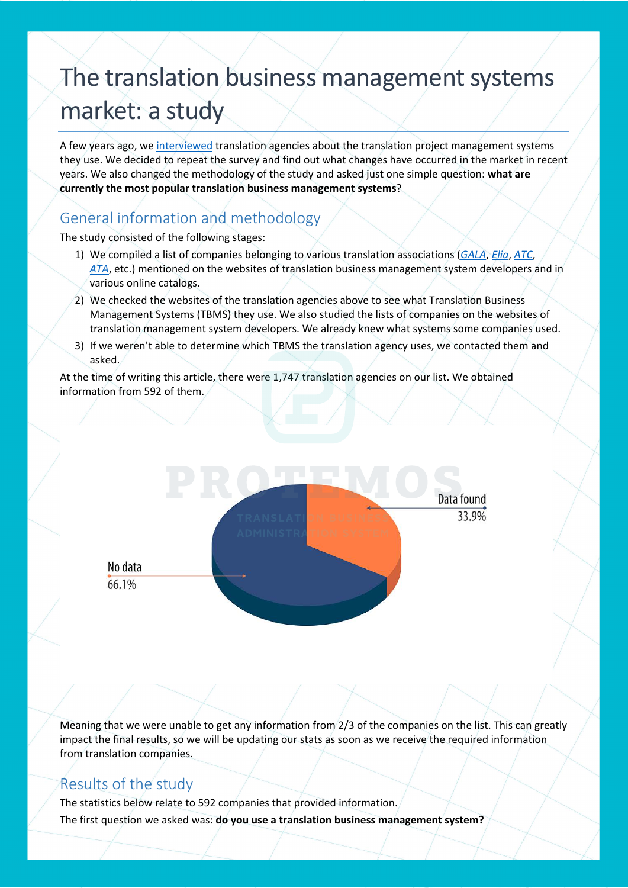# The translation business management systems market: a study

A few years ago, we interviewed translation agencies about the translation project management systems they use. We decided to repeat the survey and find out what changes have occurred in the market in recent years. We also changed the methodology of the study and asked just one simple question: **what are currently the most popular translation business management systems**?

## General information and methodology

The study consisted of the following stages:

1) We compiled a list of companies belonging to various translation associations (GALA, Elia, ATC, ATA, etc.) mentioned on the websites of translation business management system developers and in various online catalogs.
2) We checked the websites of the translation agencies above to see what Translation Business Management Systems (TBMS) they use. We also studied the lists of companies on the websites of translation management system developers. We already knew what systems some companies used.
3) If we weren't able to determine which TBMS the translation agency uses, we contacted them and asked.

At the time of writing this article, there were 1,747 translation agencies on our list. We obtained information from 592 of them.

Data found 33.9%

No data 66.1%

Meaning that we were unable to get any information from 2/3 of the companies on the list. This can greatly impact the final results, so we will be updating our stats as soon as we receive the required information from translation companies.

## Results of the study

The statistics below relate to 592 companies that provided information.

The first question we asked was: **do you use a translation business management system?**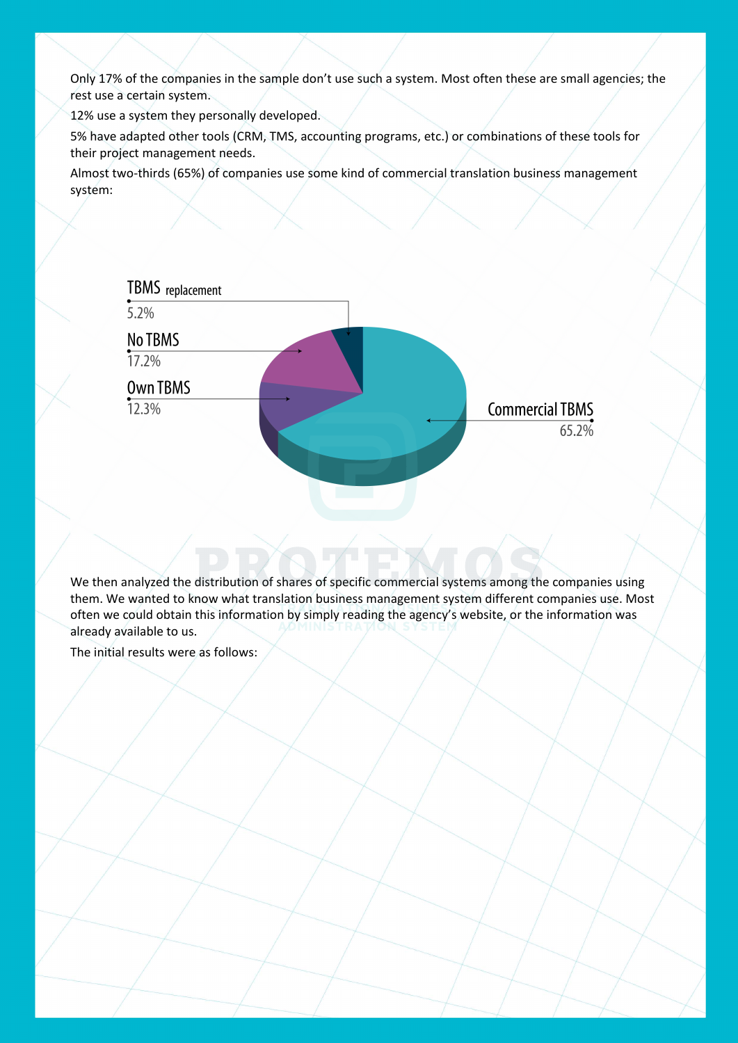Only 17% of the companies in the sample don't use such a system. Most often these are small agencies; the rest use a certain system.

12% use a system they personally developed.

5% have adapted other tools (CRM, TMS, accounting programs, etc.) or combinations of these tools for their project management needs.

Almost two-thirds (65%) of companies use some kind of commercial translation business management system:

TBMS replacement 5.2%

No TBMS 17.2%

Own TBMS 12.3%

Commercial TBMS 65.2%

We then analyzed the distribution of shares of specific commercial systems among the companies using them. We wanted to know what translation business management system different companies use. Most often we could obtain this information by simply reading the agency's website, or the information was already available to us.

The initial results were as follows: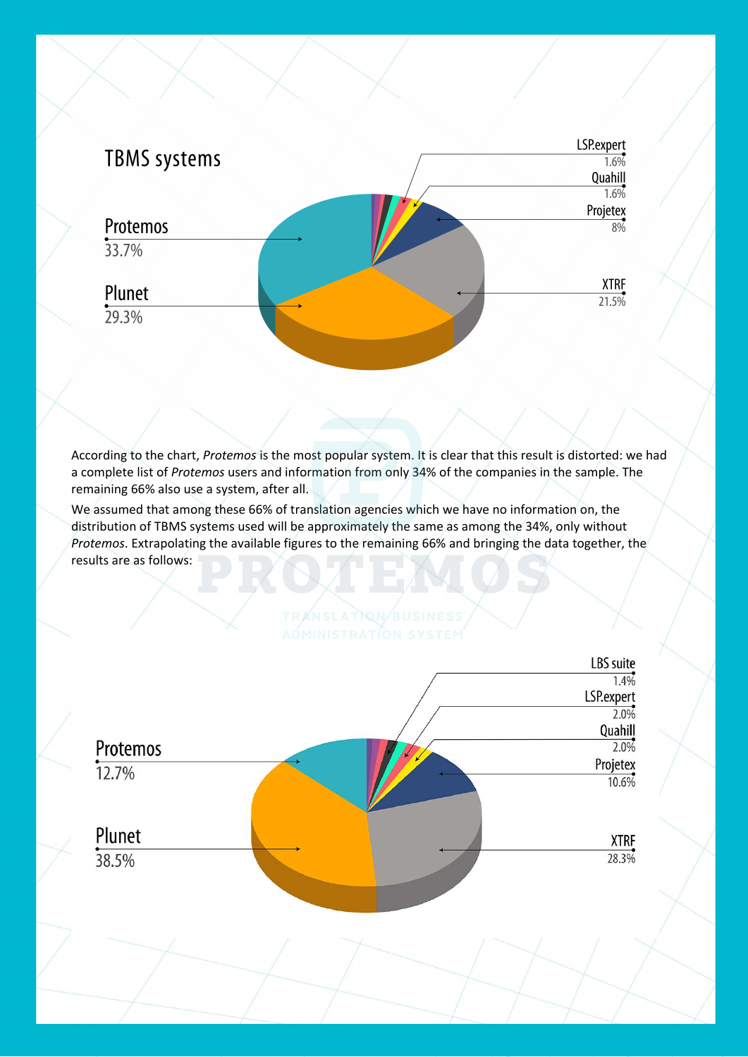## TBMS systems

Protemos
33.7%

Plunet
29.3%

LSP.expert
1.6%

Quahill
1.6%

Projetex
8%

XTRF
21.5%

According to the chart, *Protemos* is the most popular system. It is clear that this result is distorted: we had a complete list of *Protemos* users and information from only 34% of the companies in the sample. The remaining 66% also use a system, after all.

We assumed that among these 66% of translation agencies which we have no information on, the distribution of TBMS systems used will be approximately the same as among the 34%, only without *Protemos*. Extrapolating the available figures to the remaining 66% and bringing the data together, the results are as follows:

Protemos
12.7%

Plunet
38.5%

LBS suite
1.4%

LSP.expert
2.0%

Quahill
2.0%

Projetex
10.6%

XTRF
28.3%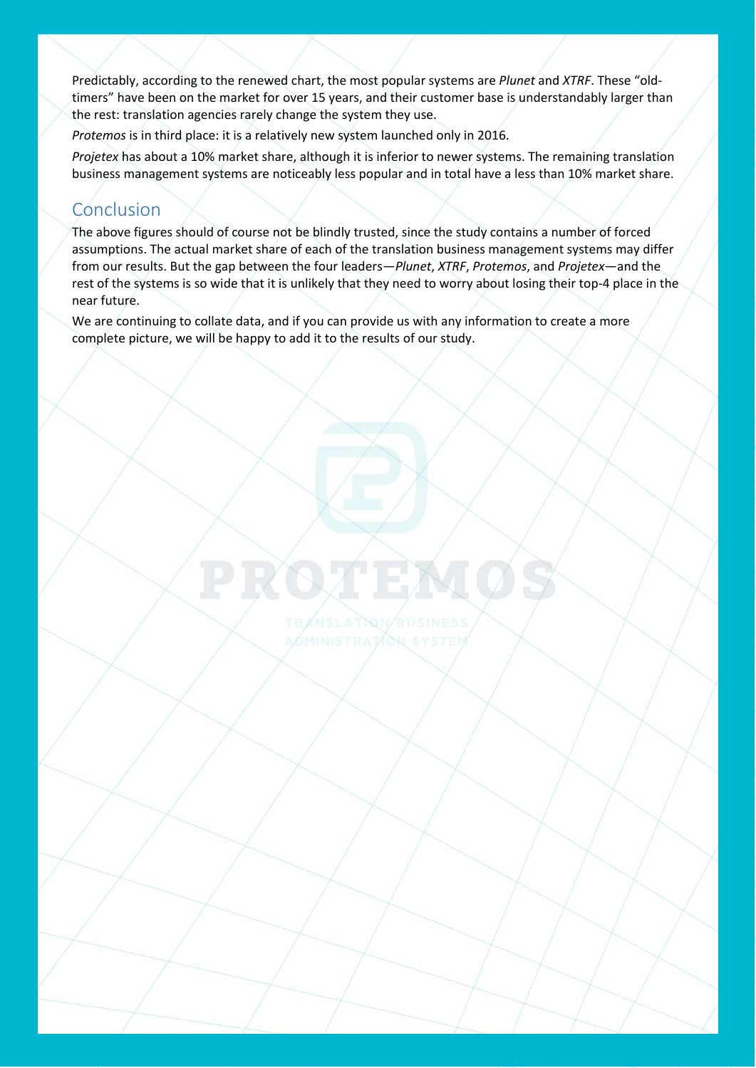Predictably, according to the renewed chart, the most popular systems are *Plunet* and *XTRF*. These "old-timers" have been on the market for over 15 years, and their customer base is understandably larger than the rest: translation agencies rarely change the system they use.

*Protemos* is in third place: it is a relatively new system launched only in 2016.

*Projetex* has about a 10% market share, although it is inferior to newer systems. The remaining translation business management systems are noticeably less popular and in total have a less than 10% market share.

## Conclusion

The above figures should of course not be blindly trusted, since the study contains a number of forced assumptions. The actual market share of each of the translation business management systems may differ from our results. But the gap between the four leaders—*Plunet*, *XTRF*, *Protemos*, and *Projetex*—and the rest of the systems is so wide that it is unlikely that they need to worry about losing their top-4 place in the near future.

We are continuing to collate data, and if you can provide us with any information to create a more complete picture, we will be happy to add it to the results of our study.